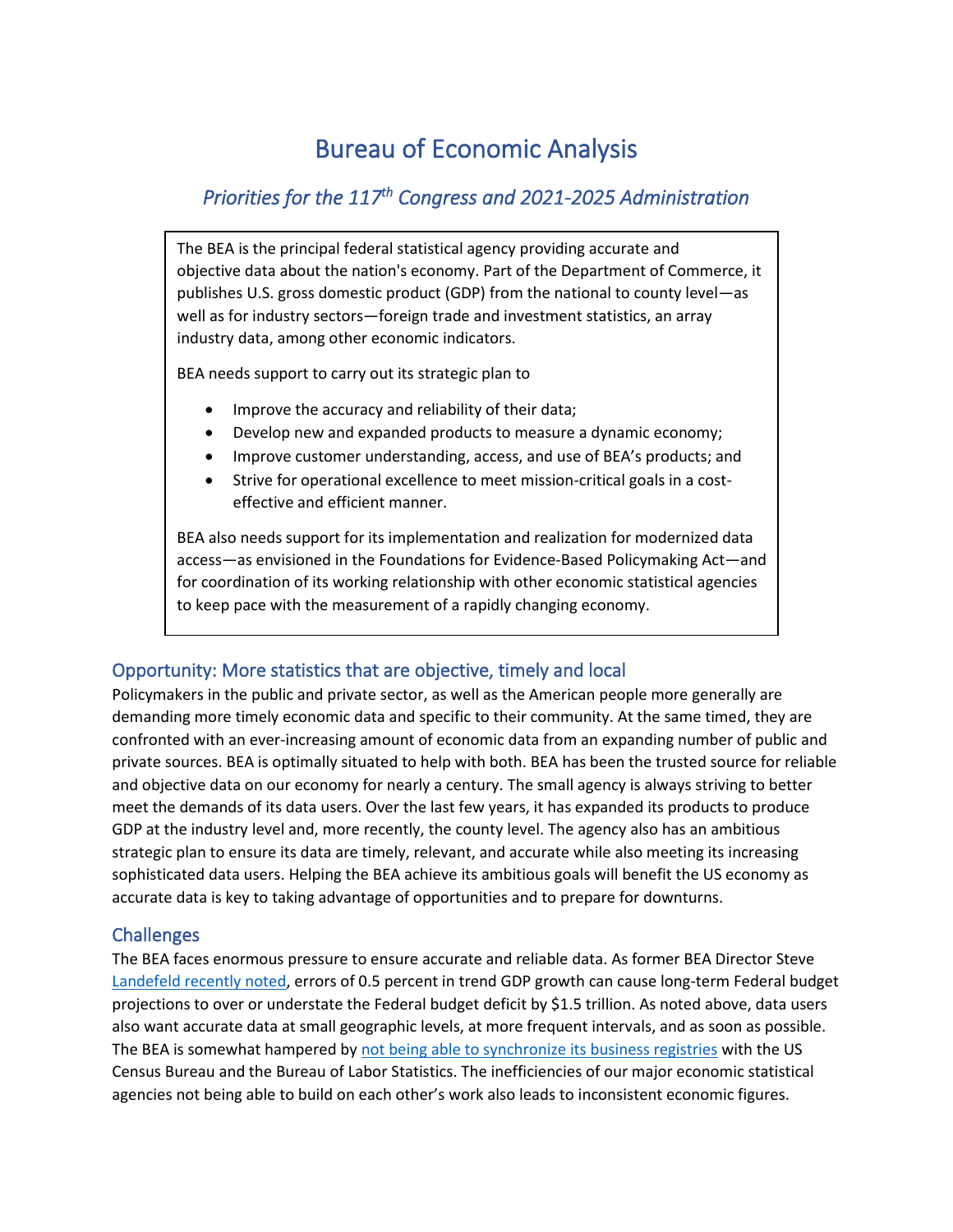# Bureau of Economic Analysis

## *Priorities for the 117th Congress and 2021-2025 Administration*

The BEA is the principal federal statistical agency providing accurate and objective data about the nation's economy. Part of the Department of Commerce, it publishes U.S. gross domestic product (GDP) from the national to county level—as well as for industry sectors—foreign trade and investment statistics, an array industry data, among other economic indicators.

BEA needs support to carry out its strategic plan to

- Improve the accuracy and reliability of their data;
- Develop new and expanded products to measure a dynamic economy;
- Improve customer understanding, access, and use of BEA's products; and
- Strive for operational excellence to meet mission-critical goals in a cost-effective and efficient manner.

BEA also needs support for its implementation and realization for modernized data access—as envisioned in the Foundations for Evidence-Based Policymaking Act—and for coordination of its working relationship with other economic statistical agencies to keep pace with the measurement of a rapidly changing economy.

### Opportunity: More statistics that are objective, timely and local

Policymakers in the public and private sector, as well as the American people more generally are demanding more timely economic data and specific to their community. At the same timed, they are confronted with an ever-increasing amount of economic data from an expanding number of public and private sources. BEA is optimally situated to help with both. BEA has been the trusted source for reliable and objective data on our economy for nearly a century. The small agency is always striving to better meet the demands of its data users. Over the last few years, it has expanded its products to produce GDP at the industry level and, more recently, the county level. The agency also has an ambitious strategic plan to ensure its data are timely, relevant, and accurate while also meeting its increasing sophisticated data users. Helping the BEA achieve its ambitious goals will benefit the US economy as accurate data is key to taking advantage of opportunities and to prepare for downturns.

### Challenges

The BEA faces enormous pressure to ensure accurate and reliable data. As former BEA Director Steve Landefeld recently noted, errors of 0.5 percent in trend GDP growth can cause long-term Federal budget projections to over or understate the Federal budget deficit by $1.5 trillion. As noted above, data users also want accurate data at small geographic levels, at more frequent intervals, and as soon as possible. The BEA is somewhat hampered by not being able to synchronize its business registries with the US Census Bureau and the Bureau of Labor Statistics. The inefficiencies of our major economic statistical agencies not being able to build on each other's work also leads to inconsistent economic figures.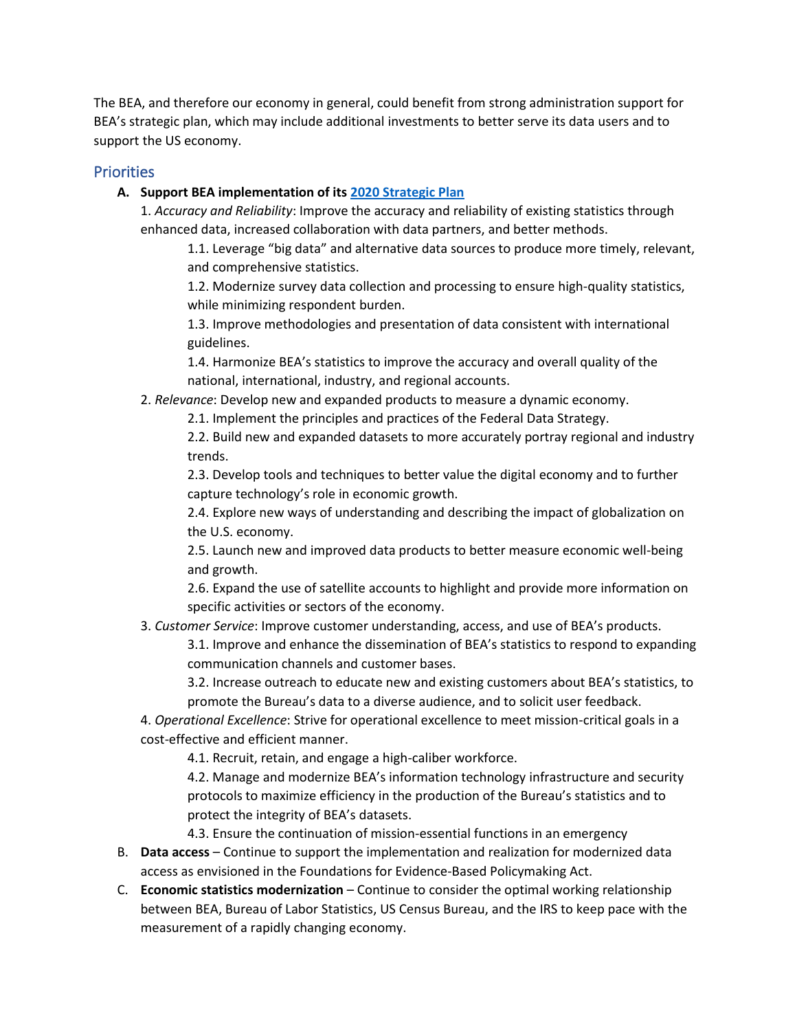The BEA, and therefore our economy in general, could benefit from strong administration support for BEA's strategic plan, which may include additional investments to better serve its data users and to support the US economy.

## Priorities

**A. Support BEA implementation of its [2020 Strategic Plan]()**

1. *Accuracy and Reliability*: Improve the accuracy and reliability of existing statistics through enhanced data, increased collaboration with data partners, and better methods.
    - 1.1. Leverage "big data" and alternative data sources to produce more timely, relevant, and comprehensive statistics.
    - 1.2. Modernize survey data collection and processing to ensure high-quality statistics, while minimizing respondent burden.
    - 1.3. Improve methodologies and presentation of data consistent with international guidelines.
    - 1.4. Harmonize BEA's statistics to improve the accuracy and overall quality of the national, international, industry, and regional accounts.
2. *Relevance*: Develop new and expanded products to measure a dynamic economy.
    - 2.1. Implement the principles and practices of the Federal Data Strategy.
    - 2.2. Build new and expanded datasets to more accurately portray regional and industry trends.
    - 2.3. Develop tools and techniques to better value the digital economy and to further capture technology's role in economic growth.
    - 2.4. Explore new ways of understanding and describing the impact of globalization on the U.S. economy.
    - 2.5. Launch new and improved data products to better measure economic well-being and growth.
    - 2.6. Expand the use of satellite accounts to highlight and provide more information on specific activities or sectors of the economy.
3. *Customer Service*: Improve customer understanding, access, and use of BEA's products.
    - 3.1. Improve and enhance the dissemination of BEA's statistics to respond to expanding communication channels and customer bases.
    - 3.2. Increase outreach to educate new and existing customers about BEA's statistics, to promote the Bureau's data to a diverse audience, and to solicit user feedback.
4. *Operational Excellence*: Strive for operational excellence to meet mission-critical goals in a cost-effective and efficient manner.
    - 4.1. Recruit, retain, and engage a high-caliber workforce.
    - 4.2. Manage and modernize BEA's information technology infrastructure and security protocols to maximize efficiency in the production of the Bureau's statistics and to protect the integrity of BEA's datasets.
    - 4.3. Ensure the continuation of mission-essential functions in an emergency

B. **Data access** – Continue to support the implementation and realization for modernized data access as envisioned in the Foundations for Evidence-Based Policymaking Act.

C. **Economic statistics modernization** – Continue to consider the optimal working relationship between BEA, Bureau of Labor Statistics, US Census Bureau, and the IRS to keep pace with the measurement of a rapidly changing economy.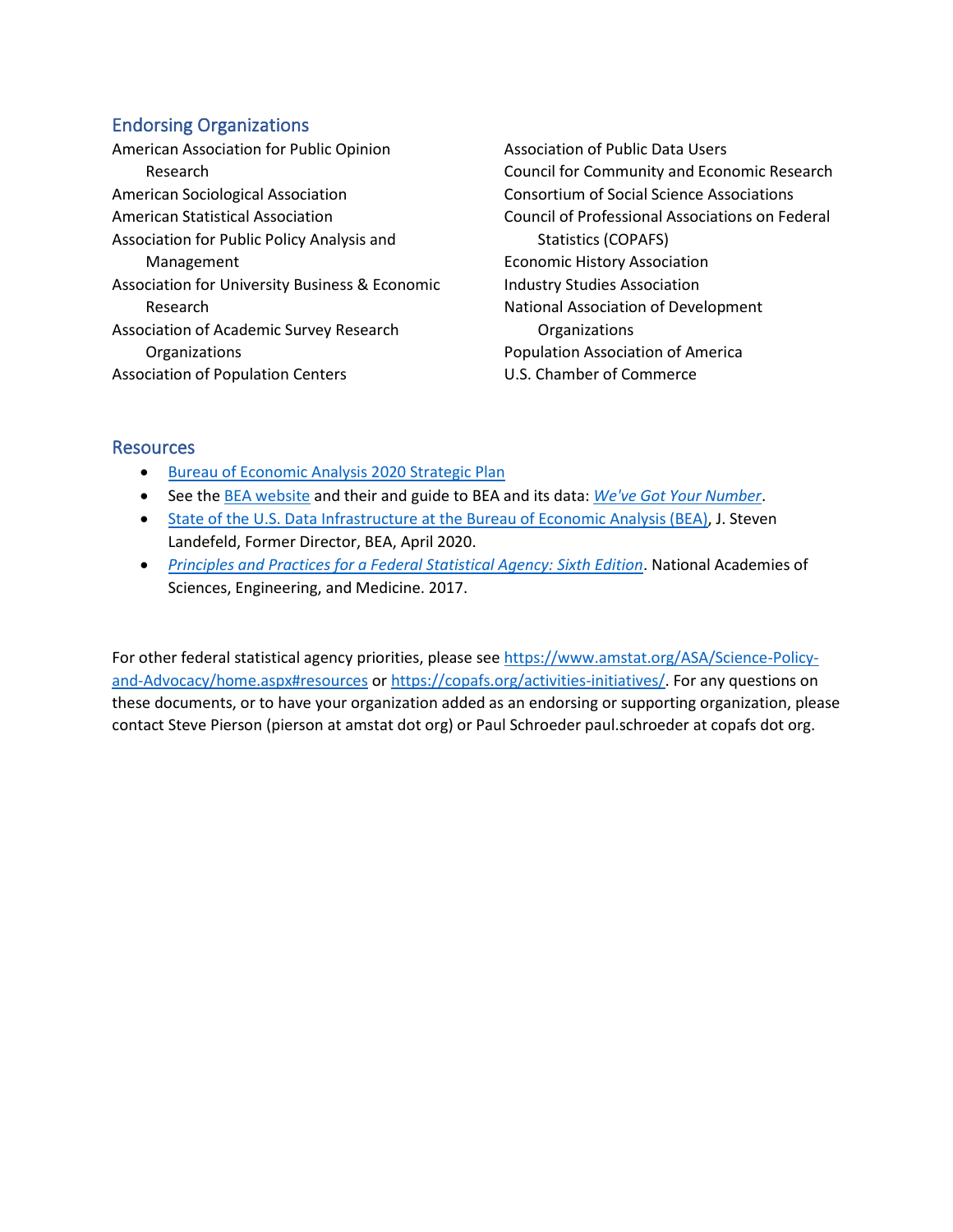## Endorsing Organizations

American Association for Public Opinion Research
American Sociological Association
American Statistical Association
Association for Public Policy Analysis and Management
Association for University Business & Economic Research
Association of Academic Survey Research Organizations
Association of Population Centers
Association of Public Data Users
Council for Community and Economic Research
Consortium of Social Science Associations
Council of Professional Associations on Federal Statistics (COPAFS)
Economic History Association
Industry Studies Association
National Association of Development Organizations
Population Association of America
U.S. Chamber of Commerce

## Resources

- Bureau of Economic Analysis 2020 Strategic Plan
- See the BEA website and their and guide to BEA and its data: *We've Got Your Number*.
- State of the U.S. Data Infrastructure at the Bureau of Economic Analysis (BEA), J. Steven Landefeld, Former Director, BEA, April 2020.
- *Principles and Practices for a Federal Statistical Agency: Sixth Edition*. National Academies of Sciences, Engineering, and Medicine. 2017.

For other federal statistical agency priorities, please see https://www.amstat.org/ASA/Science-Policy-and-Advocacy/home.aspx#resources or https://copafs.org/activities-initiatives/. For any questions on these documents, or to have your organization added as an endorsing or supporting organization, please contact Steve Pierson (pierson at amstat dot org) or Paul Schroeder paul.schroeder at copafs dot org.